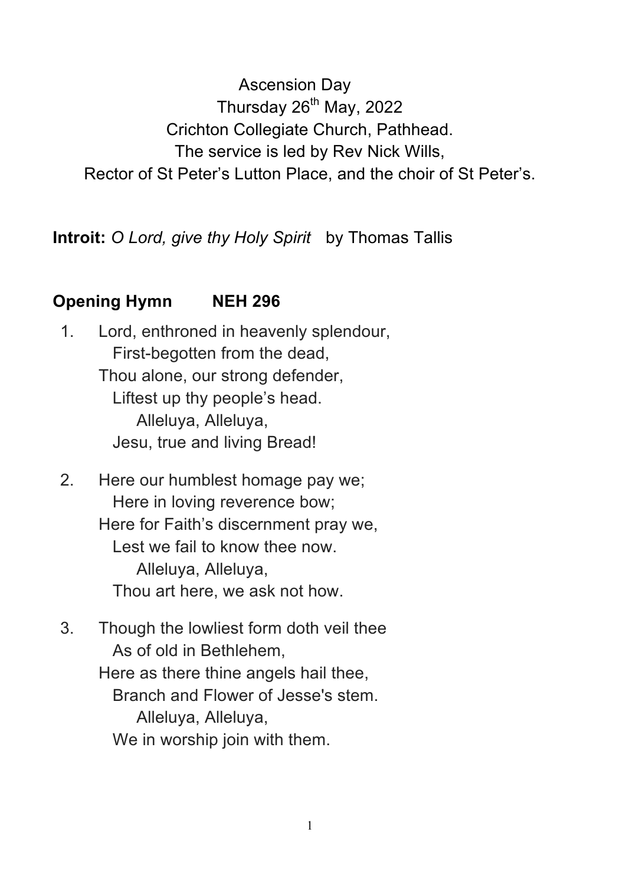Ascension Day

Thursday 26th May, 2022

Crichton Collegiate Church, Pathhead.

The service is led by Rev Nick Wills,

Rector of St Peter's Lutton Place, and the choir of St Peter's.

**Introit:** *O Lord, give thy Holy Spirit* by Thomas Tallis

## Opening Hymn NEH 296

1. Lord, enthroned in heavenly splendour,
   First-begotten from the dead,
   Thou alone, our strong defender,
   Liftest up thy people's head.
   Alleluya, Alleluya,
   Jesu, true and living Bread!

2. Here our humblest homage pay we;
   Here in loving reverence bow;
   Here for Faith's discernment pray we,
   Lest we fail to know thee now.
   Alleluya, Alleluya,
   Thou art here, we ask not how.

3. Though the lowliest form doth veil thee
   As of old in Bethlehem,
   Here as there thine angels hail thee,
   Branch and Flower of Jesse's stem.
   Alleluya, Alleluya,
   We in worship join with them.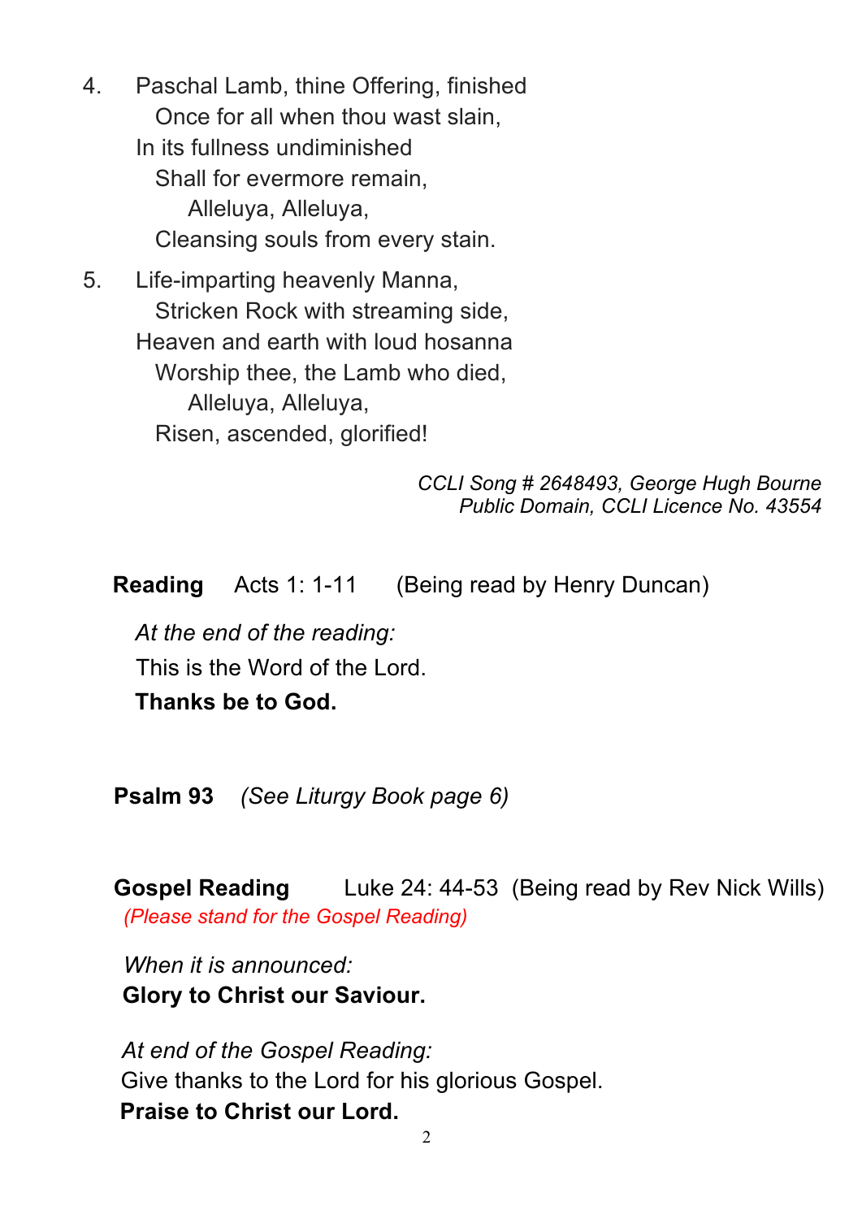4. Paschal Lamb, thine Offering, finished  
   Once for all when thou wast slain,  
   In its fullness undiminished  
   Shall for evermore remain,  
   Alleluya, Alleluya,  
   Cleansing souls from every stain.

5. Life-imparting heavenly Manna,  
   Stricken Rock with streaming side,  
   Heaven and earth with loud hosanna  
   Worship thee, the Lamb who died,  
   Alleluya, Alleluya,  
   Risen, ascended, glorified!

*CCLI Song # 2648493, George Hugh Bourne*  
*Public Domain, CCLI Licence No. 43554*

**Reading** Acts 1: 1-11 (Being read by Henry Duncan)

*At the end of the reading:*  
This is the Word of the Lord.  
**Thanks be to God.**

**Psalm 93** *(See Liturgy Book page 6)*

**Gospel Reading** Luke 24: 44-53 (Being read by Rev Nick Wills)  
*(Please stand for the Gospel Reading)*

*When it is announced:*  
**Glory to Christ our Saviour.**

*At end of the Gospel Reading:*  
Give thanks to the Lord for his glorious Gospel.  
**Praise to Christ our Lord.**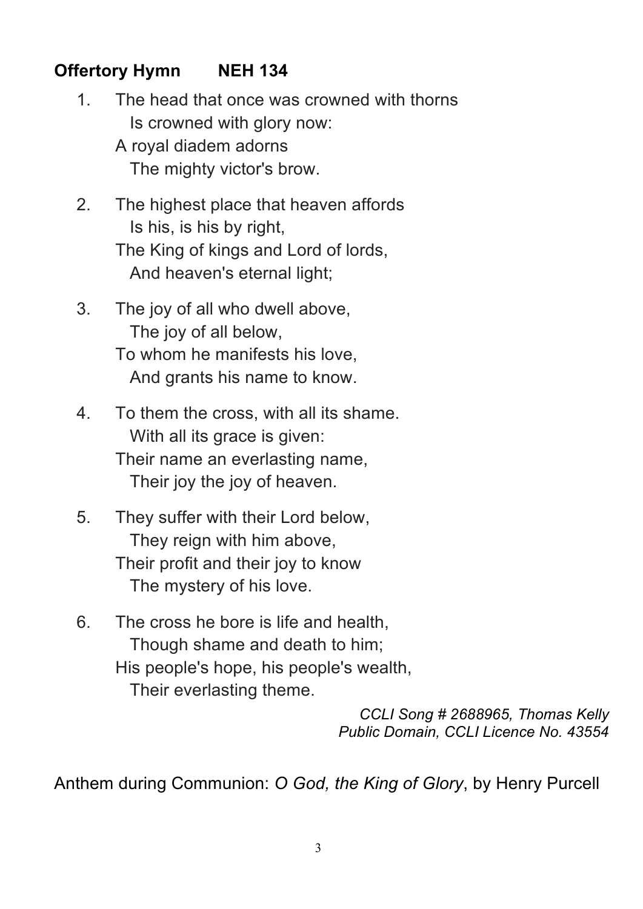**Offertory Hymn NEH 134**

1. The head that once was crowned with thorns  
   Is crowned with glory now:  
   A royal diadem adorns  
   The mighty victor's brow.

2. The highest place that heaven affords  
   Is his, is his by right,  
   The King of kings and Lord of lords,  
   And heaven's eternal light;

3. The joy of all who dwell above,  
   The joy of all below,  
   To whom he manifests his love,  
   And grants his name to know.

4. To them the cross, with all its shame.  
   With all its grace is given:  
   Their name an everlasting name,  
   Their joy the joy of heaven.

5. They suffer with their Lord below,  
   They reign with him above,  
   Their profit and their joy to know  
   The mystery of his love.

6. The cross he bore is life and health,  
   Though shame and death to him;  
   His people's hope, his people's wealth,  
   Their everlasting theme.

*CCLI Song # 2688965, Thomas Kelly*  
*Public Domain, CCLI Licence No. 43554*

Anthem during Communion: *O God, the King of Glory*, by Henry Purcell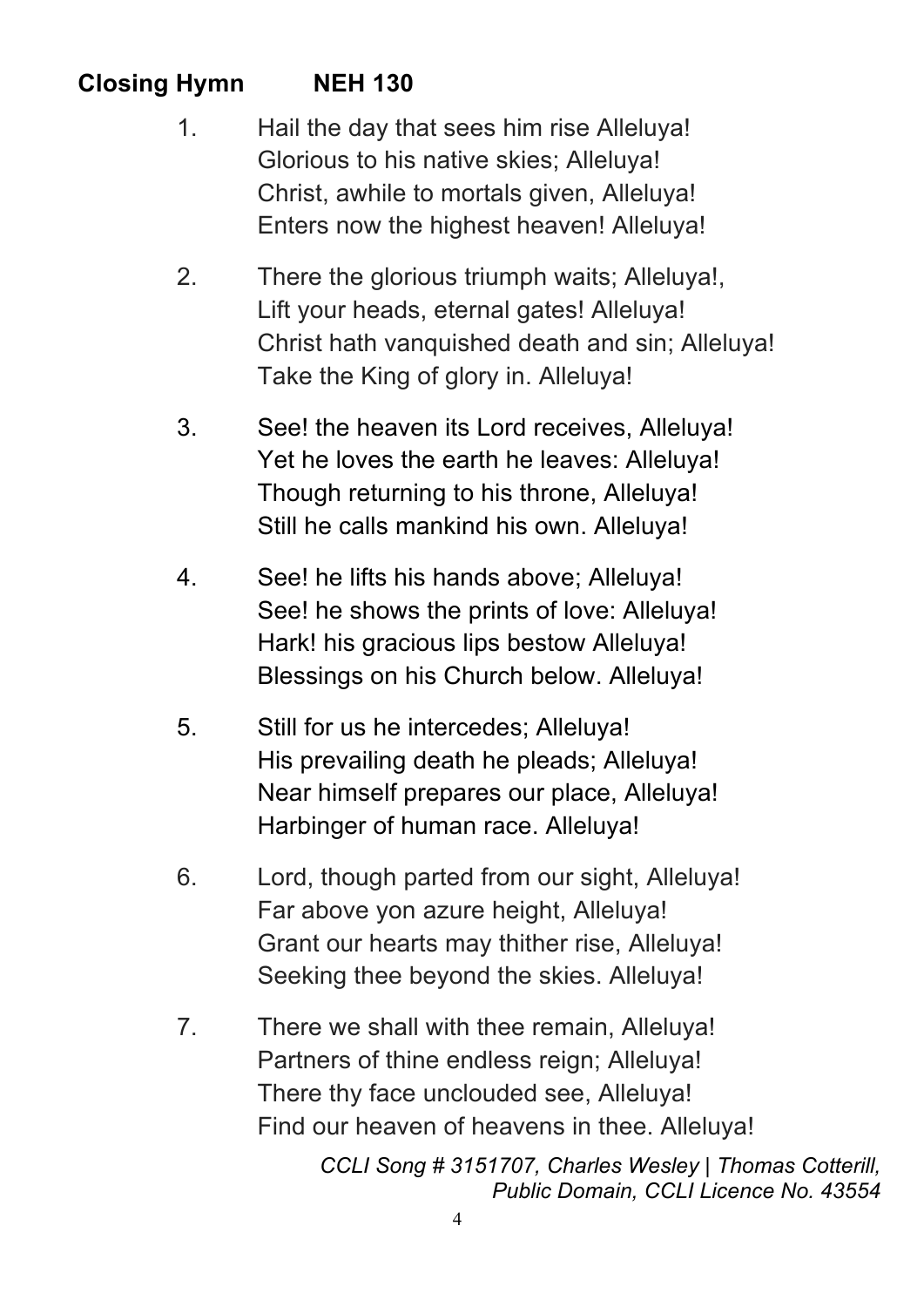**Closing Hymn  NEH 130**

1. Hail the day that sees him rise Alleluya!
   Glorious to his native skies; Alleluya!
   Christ, awhile to mortals given, Alleluya!
   Enters now the highest heaven! Alleluya!

2. There the glorious triumph waits; Alleluya!,
   Lift your heads, eternal gates! Alleluya!
   Christ hath vanquished death and sin; Alleluya!
   Take the King of glory in. Alleluya!

3. See! the heaven its Lord receives, Alleluya!
   Yet he loves the earth he leaves: Alleluya!
   Though returning to his throne, Alleluya!
   Still he calls mankind his own. Alleluya!

4. See! he lifts his hands above; Alleluya!
   See! he shows the prints of love: Alleluya!
   Hark! his gracious lips bestow Alleluya!
   Blessings on his Church below. Alleluya!

5. Still for us he intercedes; Alleluya!
   His prevailing death he pleads; Alleluya!
   Near himself prepares our place, Alleluya!
   Harbinger of human race. Alleluya!

6. Lord, though parted from our sight, Alleluya!
   Far above yon azure height, Alleluya!
   Grant our hearts may thither rise, Alleluya!
   Seeking thee beyond the skies. Alleluya!

7. There we shall with thee remain, Alleluya!
   Partners of thine endless reign; Alleluya!
   There thy face unclouded see, Alleluya!
   Find our heaven of heavens in thee. Alleluya!

*CCLI Song # 3151707, Charles Wesley | Thomas Cotterill, Public Domain, CCLI Licence No. 43554*